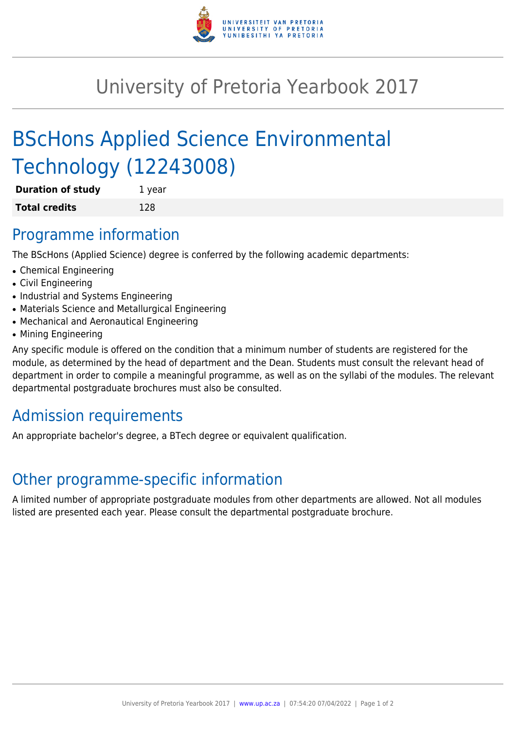# University of Pretoria Yearbook 2017

## BScHons Applied Science Environmental Technology (12243008)

| **Duration of study** | 1 year |
| --- | --- |
| **Total credits** | 128 |

## Programme information

The BScHons (Applied Science) degree is conferred by the following academic departments:

- Chemical Engineering
- Civil Engineering
- Industrial and Systems Engineering
- Materials Science and Metallurgical Engineering
- Mechanical and Aeronautical Engineering
- Mining Engineering

Any specific module is offered on the condition that a minimum number of students are registered for the module, as determined by the head of department and the Dean. Students must consult the relevant head of department in order to compile a meaningful programme, as well as on the syllabi of the modules. The relevant departmental postgraduate brochures must also be consulted.

## Admission requirements

An appropriate bachelor's degree, a BTech degree or equivalent qualification.

## Other programme-specific information

A limited number of appropriate postgraduate modules from other departments are allowed. Not all modules listed are presented each year. Please consult the departmental postgraduate brochure.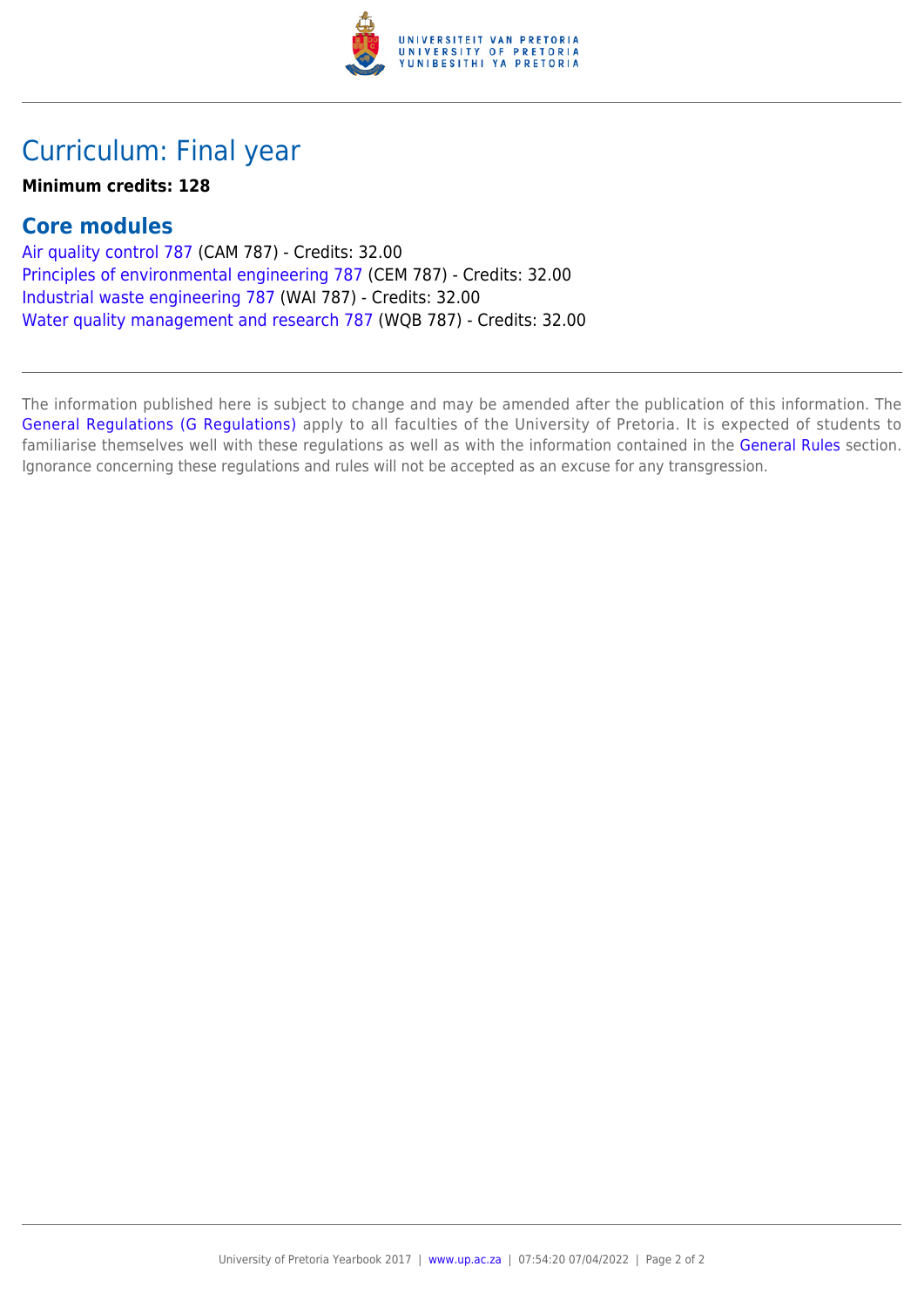## Curriculum: Final year

**Minimum credits: 128**

### Core modules

Air quality control 787 (CAM 787) - Credits: 32.00
Principles of environmental engineering 787 (CEM 787) - Credits: 32.00
Industrial waste engineering 787 (WAI 787) - Credits: 32.00
Water quality management and research 787 (WQB 787) - Credits: 32.00

---

The information published here is subject to change and may be amended after the publication of this information. The General Regulations (G Regulations) apply to all faculties of the University of Pretoria. It is expected of students to familiarise themselves well with these regulations as well as with the information contained in the General Rules section. Ignorance concerning these regulations and rules will not be accepted as an excuse for any transgression.